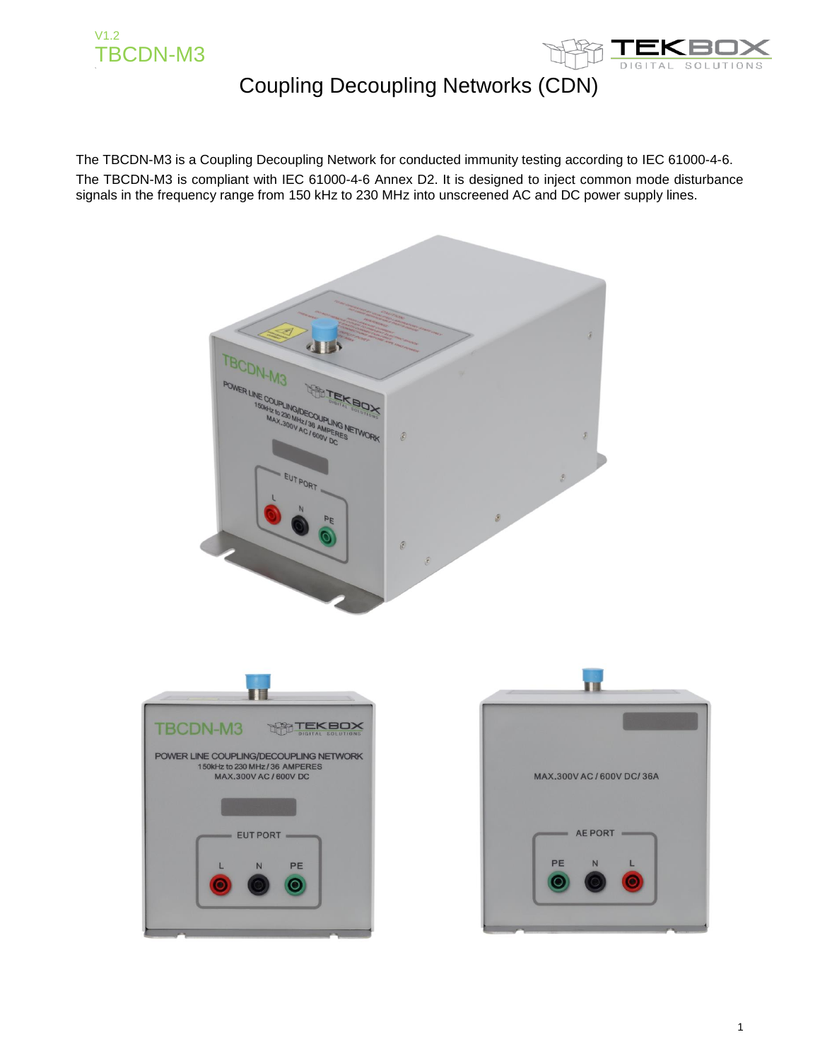V1.2
TBCDN-M3

# Coupling Decoupling Networks (CDN)

The TBCDN-M3 is a Coupling Decoupling Network for conducted immunity testing according to IEC 61000-4-6.
The TBCDN-M3 is compliant with IEC 61000-4-6 Annex D2. It is designed to inject common mode disturbance signals in the frequency range from 150 kHz to 230 MHz into unscreened AC and DC power supply lines.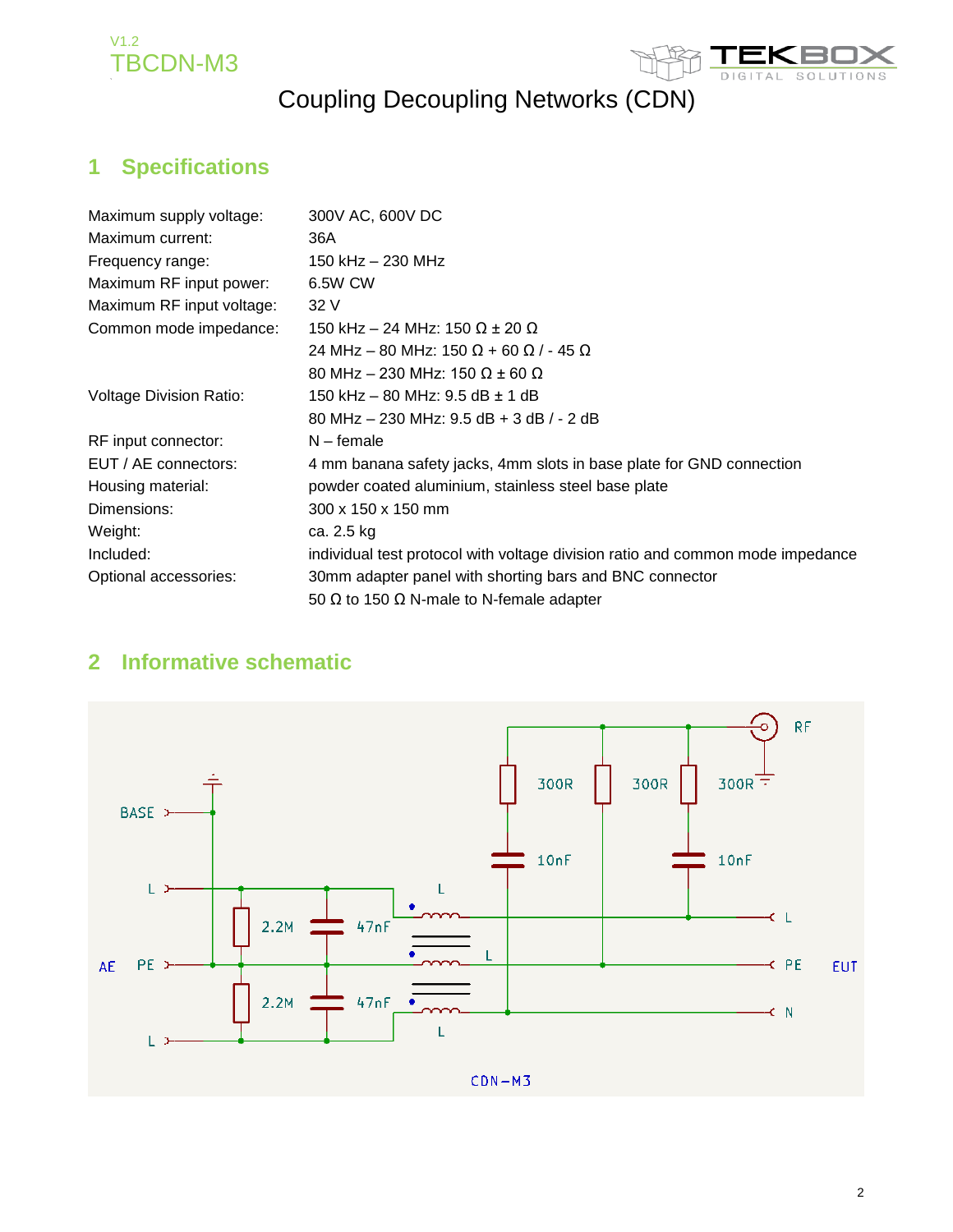# Coupling Decoupling Networks (CDN)

## 1 Specifications

| | |
|---|---|
| Maximum supply voltage: | 300V AC, 600V DC |
| Maximum current: | 36A |
| Frequency range: | 150 kHz – 230 MHz |
| Maximum RF input power: | 6.5W CW |
| Maximum RF input voltage: | 32 V |
| Common mode impedance: | 150 kHz – 24 MHz: 150 Ω ± 20 Ω |
| | 24 MHz – 80 MHz: 150 Ω + 60 Ω / - 45 Ω |
| | 80 MHz – 230 MHz: 150 Ω ± 60 Ω |
| Voltage Division Ratio: | 150 kHz – 80 MHz: 9.5 dB ± 1 dB |
| | 80 MHz – 230 MHz: 9.5 dB + 3 dB / - 2 dB |
| RF input connector: | N – female |
| EUT / AE connectors: | 4 mm banana safety jacks, 4mm slots in base plate for GND connection |
| Housing material: | powder coated aluminium, stainless steel base plate |
| Dimensions: | 300 x 150 x 150 mm |
| Weight: | ca. 2.5 kg |
| Included: | individual test protocol with voltage division ratio and common mode impedance |
| Optional accessories: | 30mm adapter panel with shorting bars and BNC connector |
| | 50 Ω to 150 Ω N-male to N-female adapter |

## 2 Informative schematic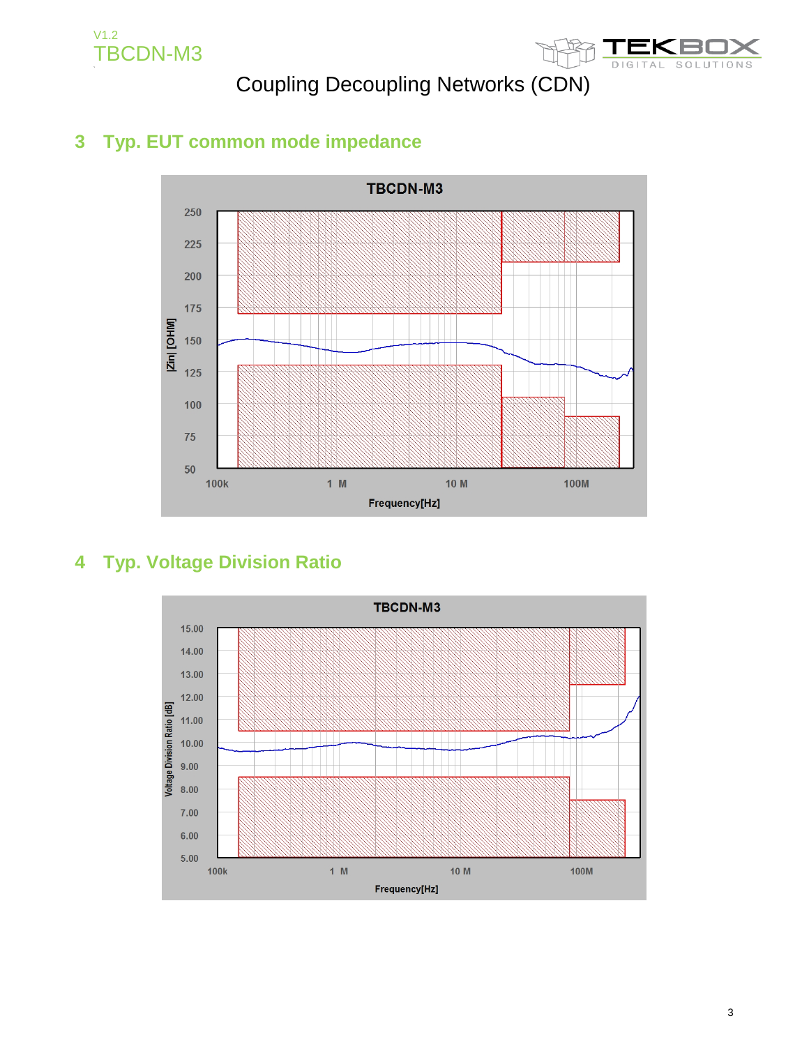## 3 Typ. EUT common mode impedance

## 4 Typ. Voltage Division Ratio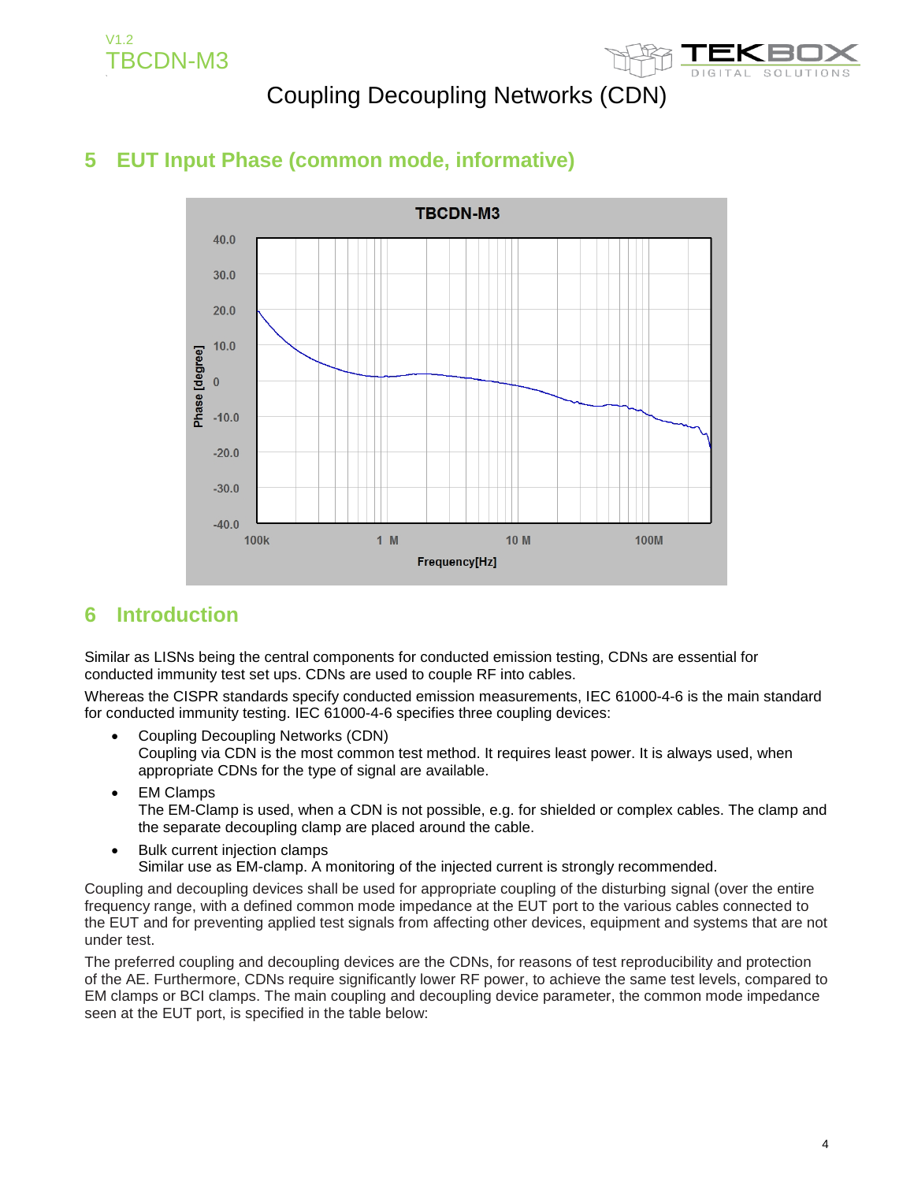## 5 EUT Input Phase (common mode, informative)

## 6 Introduction

Similar as LISNs being the central components for conducted emission testing, CDNs are essential for conducted immunity test set ups. CDNs are used to couple RF into cables.

Whereas the CISPR standards specify conducted emission measurements, IEC 61000-4-6 is the main standard for conducted immunity testing. IEC 61000-4-6 specifies three coupling devices:

- Coupling Decoupling Networks (CDN)
  Coupling via CDN is the most common test method. It requires least power. It is always used, when appropriate CDNs for the type of signal are available.
- EM Clamps
  The EM-Clamp is used, when a CDN is not possible, e.g. for shielded or complex cables. The clamp and the separate decoupling clamp are placed around the cable.
- Bulk current injection clamps
  Similar use as EM-clamp. A monitoring of the injected current is strongly recommended.

Coupling and decoupling devices shall be used for appropriate coupling of the disturbing signal (over the entire frequency range, with a defined common mode impedance at the EUT port to the various cables connected to the EUT and for preventing applied test signals from affecting other devices, equipment and systems that are not under test.

The preferred coupling and decoupling devices are the CDNs, for reasons of test reproducibility and protection of the AE. Furthermore, CDNs require significantly lower RF power, to achieve the same test levels, compared to EM clamps or BCI clamps. The main coupling and decoupling device parameter, the common mode impedance seen at the EUT port, is specified in the table below: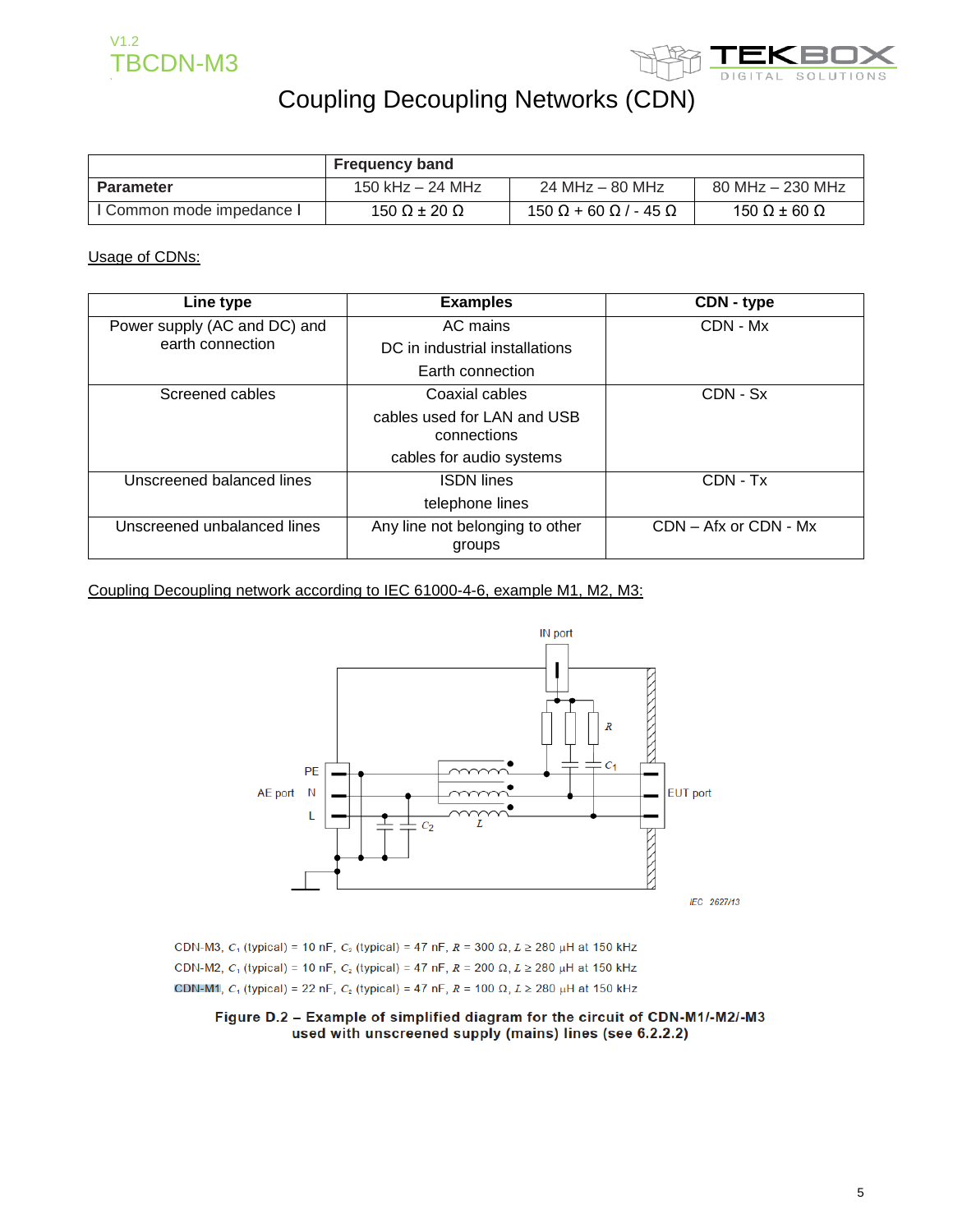# Coupling Decoupling Networks (CDN)

| | Frequency band | | |
|---|---|---|---|
| **Parameter** | 150 kHz – 24 MHz | 24 MHz – 80 MHz | 80 MHz – 230 MHz |
| I Common mode impedance I | 150 Ω ± 20 Ω | 150 Ω + 60 Ω / - 45 Ω | 150 Ω ± 60 Ω |

Usage of CDNs:

| Line type | Examples | CDN - type |
|---|---|---|
| Power supply (AC and DC) and earth connection | AC mains<br>DC in industrial installations<br>Earth connection | CDN - Mx |
| Screened cables | Coaxial cables<br>cables used for LAN and USB connections<br>cables for audio systems | CDN - Sx |
| Unscreened balanced lines | ISDN lines<br>telephone lines | CDN - Tx |
| Unscreened unbalanced lines | Any line not belonging to other groups | CDN – Afx or CDN - Mx |

Coupling Decoupling network according to IEC 61000-4-6, example M1, M2, M3:

CDN-M3, $C_1$ (typical) = 10 nF, $C_2$ (typical) = 47 nF, $R$ = 300 Ω, $L \geq$ 280 µH at 150 kHz

CDN-M2, $C_1$ (typical) = 10 nF, $C_2$ (typical) = 47 nF, $R$ = 200 Ω, $L \geq$ 280 µH at 150 kHz

CDN-M1, $C_1$ (typical) = 22 nF, $C_2$ (typical) = 47 nF, $R$ = 100 Ω, $L \geq$ 280 µH at 150 kHz

**Figure D.2 – Example of simplified diagram for the circuit of CDN-M1/-M2/-M3 used with unscreened supply (mains) lines (see 6.2.2.2)**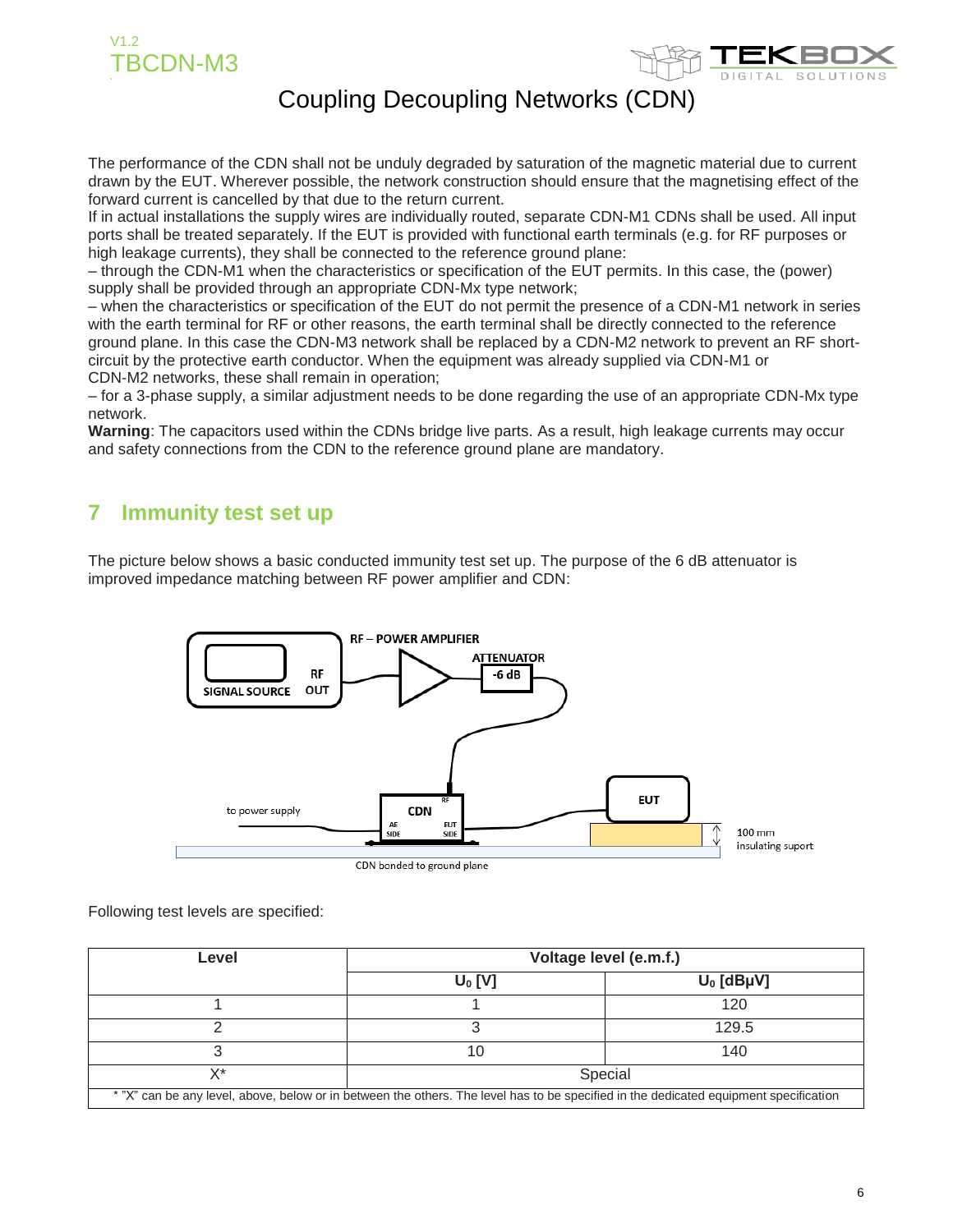The performance of the CDN shall not be unduly degraded by saturation of the magnetic material due to current drawn by the EUT. Wherever possible, the network construction should ensure that the magnetising effect of the forward current is cancelled by that due to the return current.
If in actual installations the supply wires are individually routed, separate CDN-M1 CDNs shall be used. All input ports shall be treated separately. If the EUT is provided with functional earth terminals (e.g. for RF purposes or high leakage currents), they shall be connected to the reference ground plane:
– through the CDN-M1 when the characteristics or specification of the EUT permits. In this case, the (power) supply shall be provided through an appropriate CDN-Mx type network;
– when the characteristics or specification of the EUT do not permit the presence of a CDN-M1 network in series with the earth terminal for RF or other reasons, the earth terminal shall be directly connected to the reference ground plane. In this case the CDN-M3 network shall be replaced by a CDN-M2 network to prevent an RF short-circuit by the protective earth conductor. When the equipment was already supplied via CDN-M1 or CDN-M2 networks, these shall remain in operation;
– for a 3-phase supply, a similar adjustment needs to be done regarding the use of an appropriate CDN-Mx type network.
**Warning**: The capacitors used within the CDNs bridge live parts. As a result, high leakage currents may occur and safety connections from the CDN to the reference ground plane are mandatory.

## 7 Immunity test set up

The picture below shows a basic conducted immunity test set up. The purpose of the 6 dB attenuator is improved impedance matching between RF power amplifier and CDN:

SIGNAL SOURCE, RF OUT, RF – POWER AMPLIFIER, ATTENUATOR -6 dB, CDN (RF, AE SIDE, EUT SIDE), to power supply, EUT, 100 mm insulating suport, CDN bonded to ground plane

Following test levels are specified:

| Level | Voltage level (e.m.f.) | |
|---|---|---|
| | $U_0$ [V] | $U_0$ [dBµV] |
| 1 | 1 | 120 |
| 2 | 3 | 129.5 |
| 3 | 10 | 140 |
| X* | Special | |

\* "X" can be any level, above, below or in between the others. The level has to be specified in the dedicated equipment specification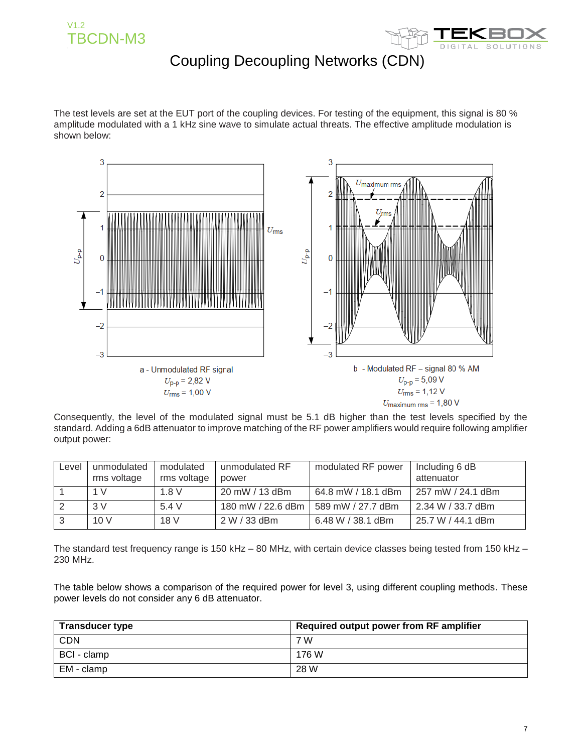# Coupling Decoupling Networks (CDN)

The test levels are set at the EUT port of the coupling devices. For testing of the equipment, this signal is 80 % amplitude modulated with a 1 kHz sine wave to simulate actual threats. The effective amplitude modulation is shown below:

a - Unmodulated RF signal
$U_{p\text{-}p}$ = 2,82 V
$U_{rms}$ = 1,00 V

b - Modulated RF – signal 80 % AM
$U_{p\text{-}p}$ = 5,09 V
$U_{rms}$ = 1,12 V
$U_{maximum\ rms}$ = 1,80 V

Consequently, the level of the modulated signal must be 5.1 dB higher than the test levels specified by the standard. Adding a 6dB attenuator to improve matching of the RF power amplifiers would require following amplifier output power:

| Level | unmodulated rms voltage | modulated rms voltage | unmodulated RF power | modulated RF power | Including 6 dB attenuator |
|---|---|---|---|---|---|
| 1 | 1 V | 1.8 V | 20 mW / 13 dBm | 64.8 mW / 18.1 dBm | 257 mW / 24.1 dBm |
| 2 | 3 V | 5.4 V | 180 mW / 22.6 dBm | 589 mW / 27.7 dBm | 2.34 W / 33.7 dBm |
| 3 | 10 V | 18 V | 2 W / 33 dBm | 6.48 W / 38.1 dBm | 25.7 W / 44.1 dBm |

The standard test frequency range is 150 kHz – 80 MHz, with certain device classes being tested from 150 kHz – 230 MHz.

The table below shows a comparison of the required power for level 3, using different coupling methods. These power levels do not consider any 6 dB attenuator.

| Transducer type | Required output power from RF amplifier |
|---|---|
| CDN | 7 W |
| BCI - clamp | 176 W |
| EM - clamp | 28 W |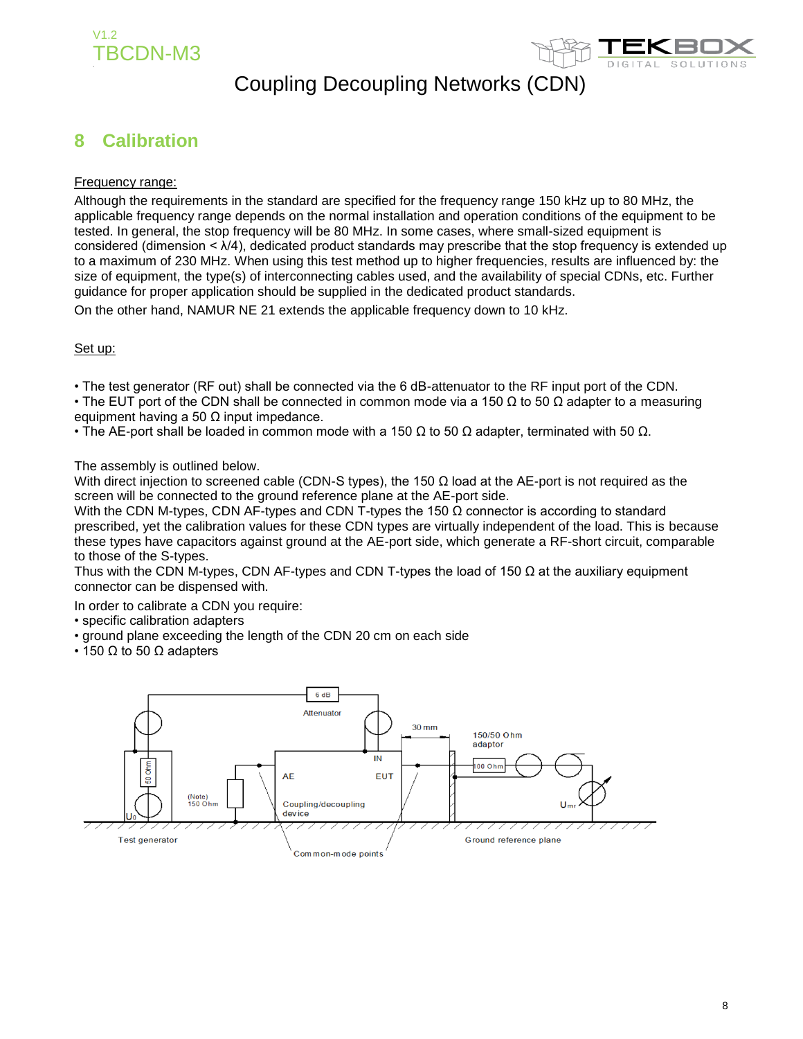## 8 Calibration

Frequency range:

Although the requirements in the standard are specified for the frequency range 150 kHz up to 80 MHz, the applicable frequency range depends on the normal installation and operation conditions of the equipment to be tested. In general, the stop frequency will be 80 MHz. In some cases, where small-sized equipment is considered (dimension < λ/4), dedicated product standards may prescribe that the stop frequency is extended up to a maximum of 230 MHz. When using this test method up to higher frequencies, results are influenced by: the size of equipment, the type(s) of interconnecting cables used, and the availability of special CDNs, etc. Further guidance for proper application should be supplied in the dedicated product standards.

On the other hand, NAMUR NE 21 extends the applicable frequency down to 10 kHz.

Set up:

- The test generator (RF out) shall be connected via the 6 dB-attenuator to the RF input port of the CDN.
- The EUT port of the CDN shall be connected in common mode via a 150 Ω to 50 Ω adapter to a measuring equipment having a 50 Ω input impedance.
- The AE-port shall be loaded in common mode with a 150 Ω to 50 Ω adapter, terminated with 50 Ω.

The assembly is outlined below.

With direct injection to screened cable (CDN-S types), the 150 Ω load at the AE-port is not required as the screen will be connected to the ground reference plane at the AE-port side.

With the CDN M-types, CDN AF-types and CDN T-types the 150 Ω connector is according to standard prescribed, yet the calibration values for these CDN types are virtually independent of the load. This is because these types have capacitors against ground at the AE-port side, which generate a RF-short circuit, comparable to those of the S-types.

Thus with the CDN M-types, CDN AF-types and CDN T-types the load of 150 Ω at the auxiliary equipment connector can be dispensed with.

In order to calibrate a CDN you require:

- specific calibration adapters
- ground plane exceeding the length of the CDN 20 cm on each side
- 150 Ω to 50 Ω adapters

6 dB Attenuator | 30 mm | 150/50 Ohm adaptor | 100 Ohm | 50 Ohm | $U_0$ | (Note) 150 Ohm | AE | IN | EUT | Coupling/decoupling device | $U_{mr}$ | Test generator | Common-mode points | Ground reference plane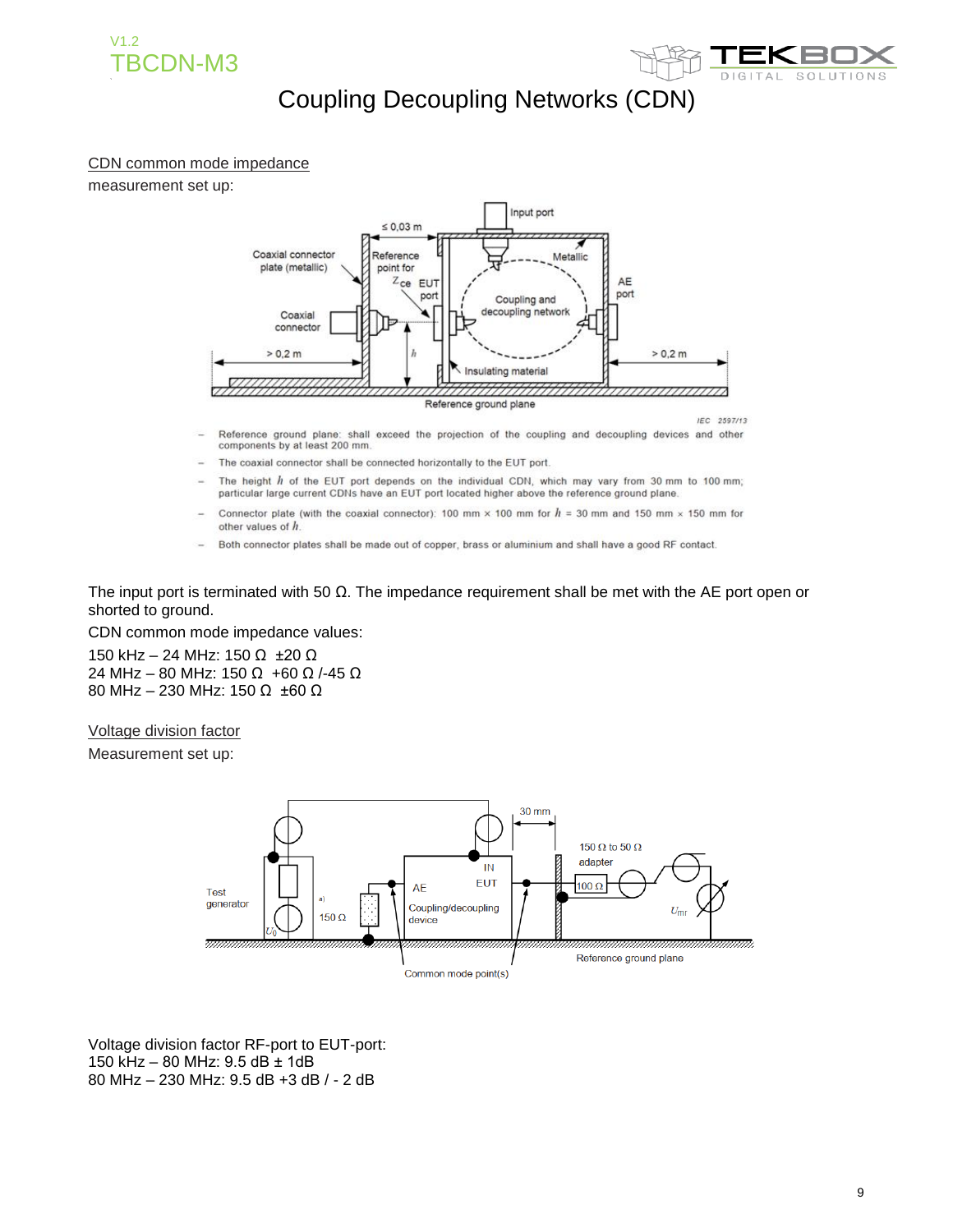# Coupling Decoupling Networks (CDN)

CDN common mode impedance

measurement set up:

- Reference ground plane: shall exceed the projection of the coupling and decoupling devices and other components by at least 200 mm.
- The coaxial connector shall be connected horizontally to the EUT port.
- The height $h$ of the EUT port depends on the individual CDN, which may vary from 30 mm to 100 mm; particular large current CDNs have an EUT port located higher above the reference ground plane.
- Connector plate (with the coaxial connector): 100 mm × 100 mm for $h$ = 30 mm and 150 mm × 150 mm for other values of $h$.
- Both connector plates shall be made out of copper, brass or aluminium and shall have a good RF contact.

The input port is terminated with 50 Ω. The impedance requirement shall be met with the AE port open or shorted to ground.

CDN common mode impedance values:

150 kHz – 24 MHz: 150 Ω ±20 Ω
24 MHz – 80 MHz: 150 Ω +60 Ω /-45 Ω
80 MHz – 230 MHz: 150 Ω ±60 Ω

Voltage division factor

Measurement set up:

Voltage division factor RF-port to EUT-port:
150 kHz – 80 MHz: 9.5 dB ± 1dB
80 MHz – 230 MHz: 9.5 dB +3 dB / - 2 dB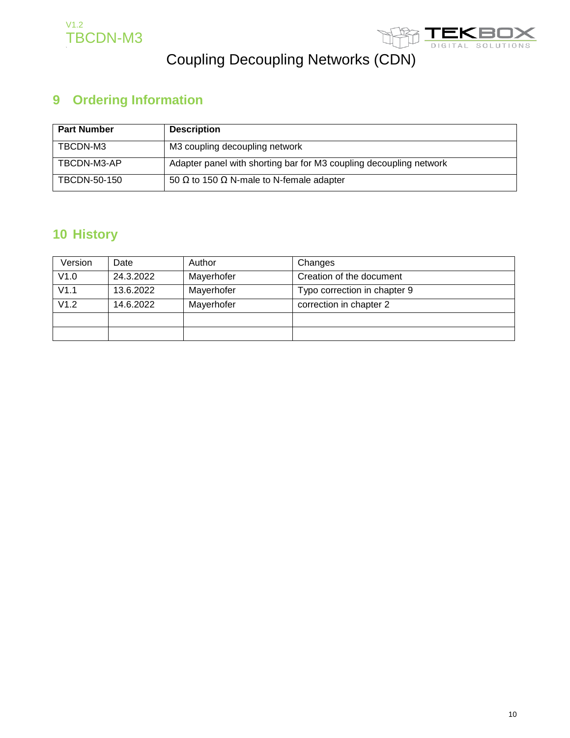## 9 Ordering Information

| Part Number | Description |
|---|---|
| TBCDN-M3 | M3 coupling decoupling network |
| TBCDN-M3-AP | Adapter panel with shorting bar for M3 coupling decoupling network |
| TBCDN-50-150 | 50 Ω to 150 Ω N-male to N-female adapter |

## 10 History

| Version | Date | Author | Changes |
|---|---|---|---|
| V1.0 | 24.3.2022 | Mayerhofer | Creation of the document |
| V1.1 | 13.6.2022 | Mayerhofer | Typo correction in chapter 9 |
| V1.2 | 14.6.2022 | Mayerhofer | correction in chapter 2 |
| | | | |
| | | | |